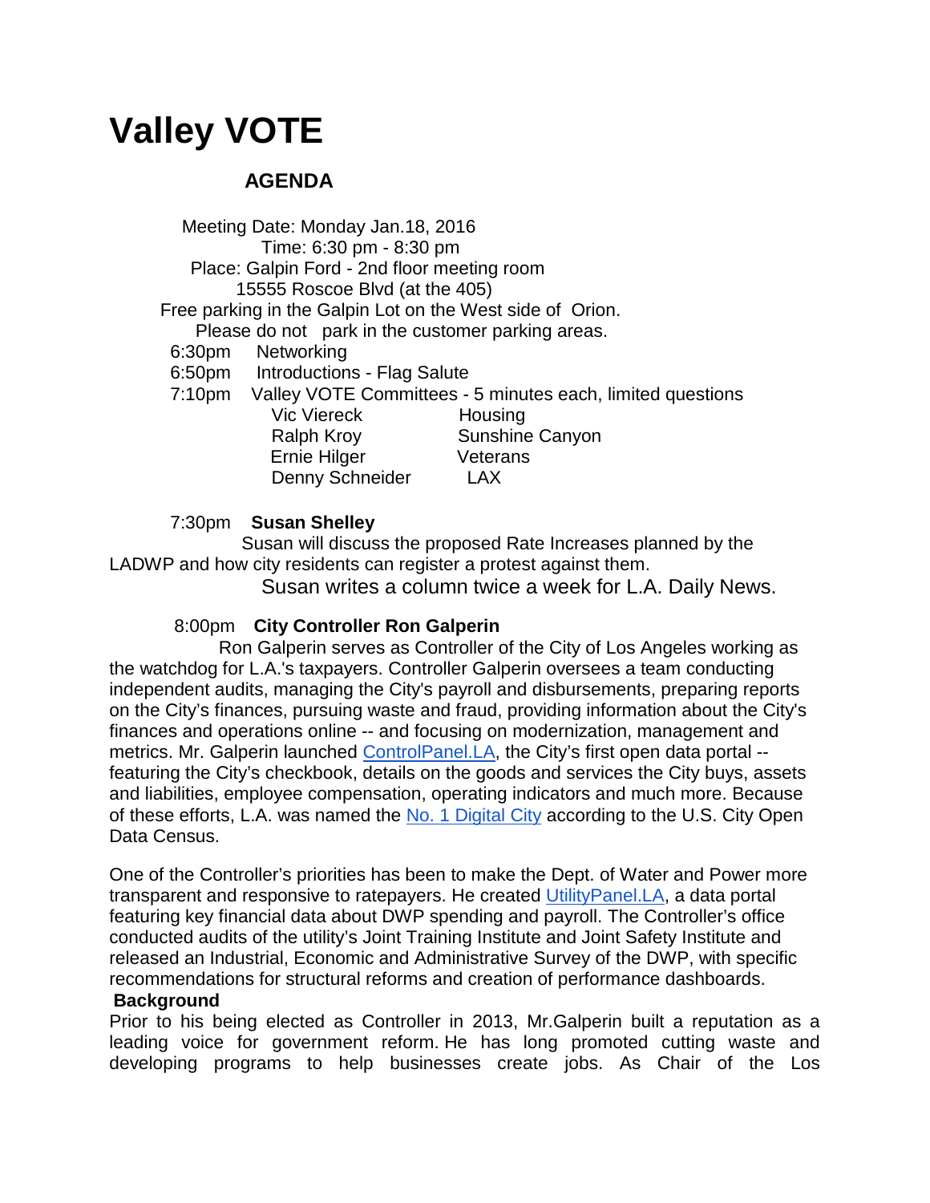# Valley VOTE

## AGENDA

Meeting Date: Monday Jan.18, 2016
Time: 6:30 pm - 8:30 pm
Place: Galpin Ford - 2nd floor meeting room
15555 Roscoe Blvd (at the 405)
Free parking in the Galpin Lot on the West side of Orion.
Please do not park in the customer parking areas.

6:30pm Networking

6:50pm Introductions - Flag Salute

7:10pm Valley VOTE Committees - 5 minutes each, limited questions

| | |
|---|---|
| Vic Viereck | Housing |
| Ralph Kroy | Sunshine Canyon |
| Ernie Hilger | Veterans |
| Denny Schneider | LAX |

7:30pm **Susan Shelley**

Susan will discuss the proposed Rate Increases planned by the LADWP and how city residents can register a protest against them.

Susan writes a column twice a week for L.A. Daily News.

8:00pm **City Controller Ron Galperin**

Ron Galperin serves as Controller of the City of Los Angeles working as the watchdog for L.A.'s taxpayers. Controller Galperin oversees a team conducting independent audits, managing the City's payroll and disbursements, preparing reports on the City's finances, pursuing waste and fraud, providing information about the City's finances and operations online -- and focusing on modernization, management and metrics. Mr. Galperin launched ControlPanel.LA, the City's first open data portal -- featuring the City's checkbook, details on the goods and services the City buys, assets and liabilities, employee compensation, operating indicators and much more. Because of these efforts, L.A. was named the No. 1 Digital City according to the U.S. City Open Data Census.

One of the Controller's priorities has been to make the Dept. of Water and Power more transparent and responsive to ratepayers. He created UtilityPanel.LA, a data portal featuring key financial data about DWP spending and payroll. The Controller's office conducted audits of the utility's Joint Training Institute and Joint Safety Institute and released an Industrial, Economic and Administrative Survey of the DWP, with specific recommendations for structural reforms and creation of performance dashboards.

**Background**

Prior to his being elected as Controller in 2013, Mr.Galperin built a reputation as a leading voice for government reform. He has long promoted cutting waste and developing programs to help businesses create jobs. As Chair of the Los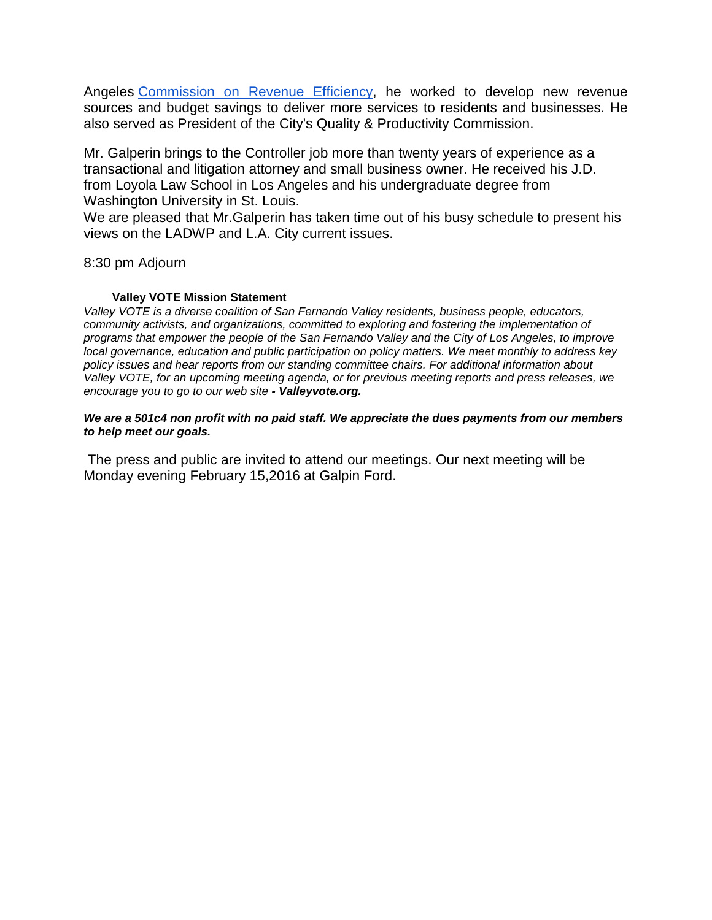Angeles Commission on Revenue Efficiency, he worked to develop new revenue sources and budget savings to deliver more services to residents and businesses. He also served as President of the City's Quality & Productivity Commission.

Mr. Galperin brings to the Controller job more than twenty years of experience as a transactional and litigation attorney and small business owner. He received his J.D. from Loyola Law School in Los Angeles and his undergraduate degree from Washington University in St. Louis.
We are pleased that Mr.Galperin has taken time out of his busy schedule to present his views on the LADWP and L.A. City current issues.

8:30 pm Adjourn

**Valley VOTE Mission Statement**

*Valley VOTE is a diverse coalition of San Fernando Valley residents, business people, educators, community activists, and organizations, committed to exploring and fostering the implementation of programs that empower the people of the San Fernando Valley and the City of Los Angeles, to improve local governance, education and public participation on policy matters. We meet monthly to address key policy issues and hear reports from our standing committee chairs. For additional information about Valley VOTE, for an upcoming meeting agenda, or for previous meeting reports and press releases, we encourage you to go to our web site **- Valleyvote.org.***

***We are a 501c4 non profit with no paid staff. We appreciate the dues payments from our members to help meet our goals.***

The press and public are invited to attend our meetings. Our next meeting will be Monday evening February 15,2016 at Galpin Ford.